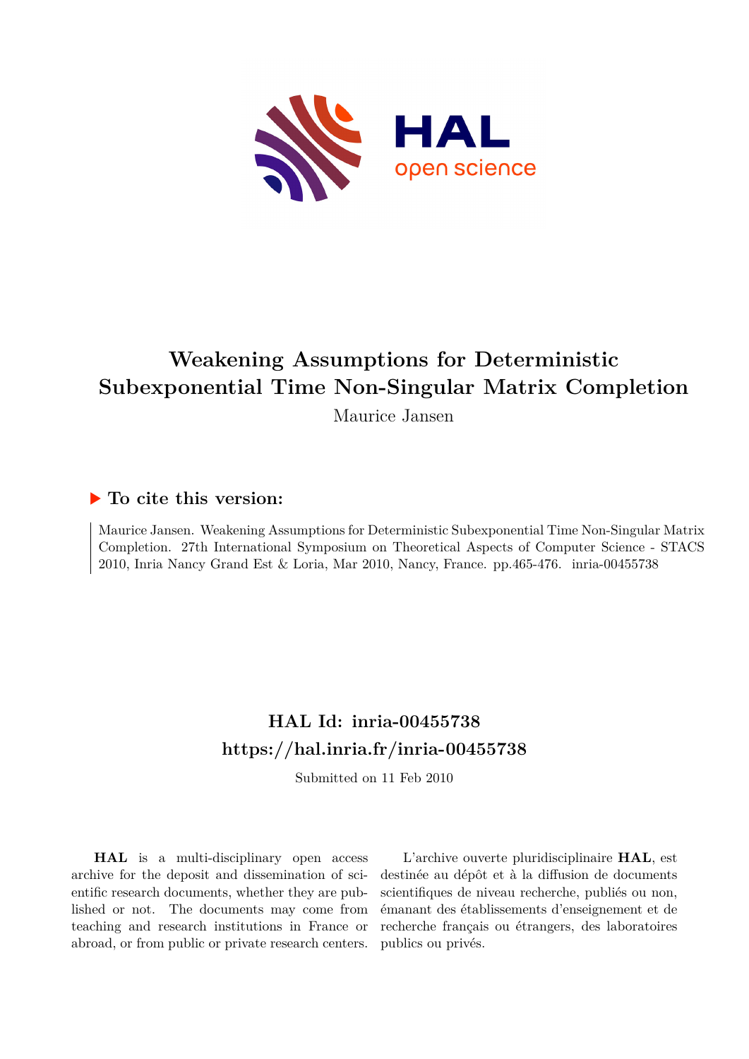# Weakening Assumptions for Deterministic Subexponential Time Non-Singular Matrix Completion

Maurice Jansen

## ▶ To cite this version:

Maurice Jansen. Weakening Assumptions for Deterministic Subexponential Time Non-Singular Matrix Completion. 27th International Symposium on Theoretical Aspects of Computer Science - STACS 2010, Inria Nancy Grand Est & Loria, Mar 2010, Nancy, France. pp.465-476. inria-00455738

## HAL Id: inria-00455738
## https://hal.inria.fr/inria-00455738

Submitted on 11 Feb 2010

**HAL** is a multi-disciplinary open access archive for the deposit and dissemination of scientific research documents, whether they are published or not. The documents may come from teaching and research institutions in France or abroad, or from public or private research centers.

L'archive ouverte pluridisciplinaire **HAL**, est destinée au dépôt et à la diffusion de documents scientifiques de niveau recherche, publiés ou non, émanant des établissements d'enseignement et de recherche français ou étrangers, des laboratoires publics ou privés.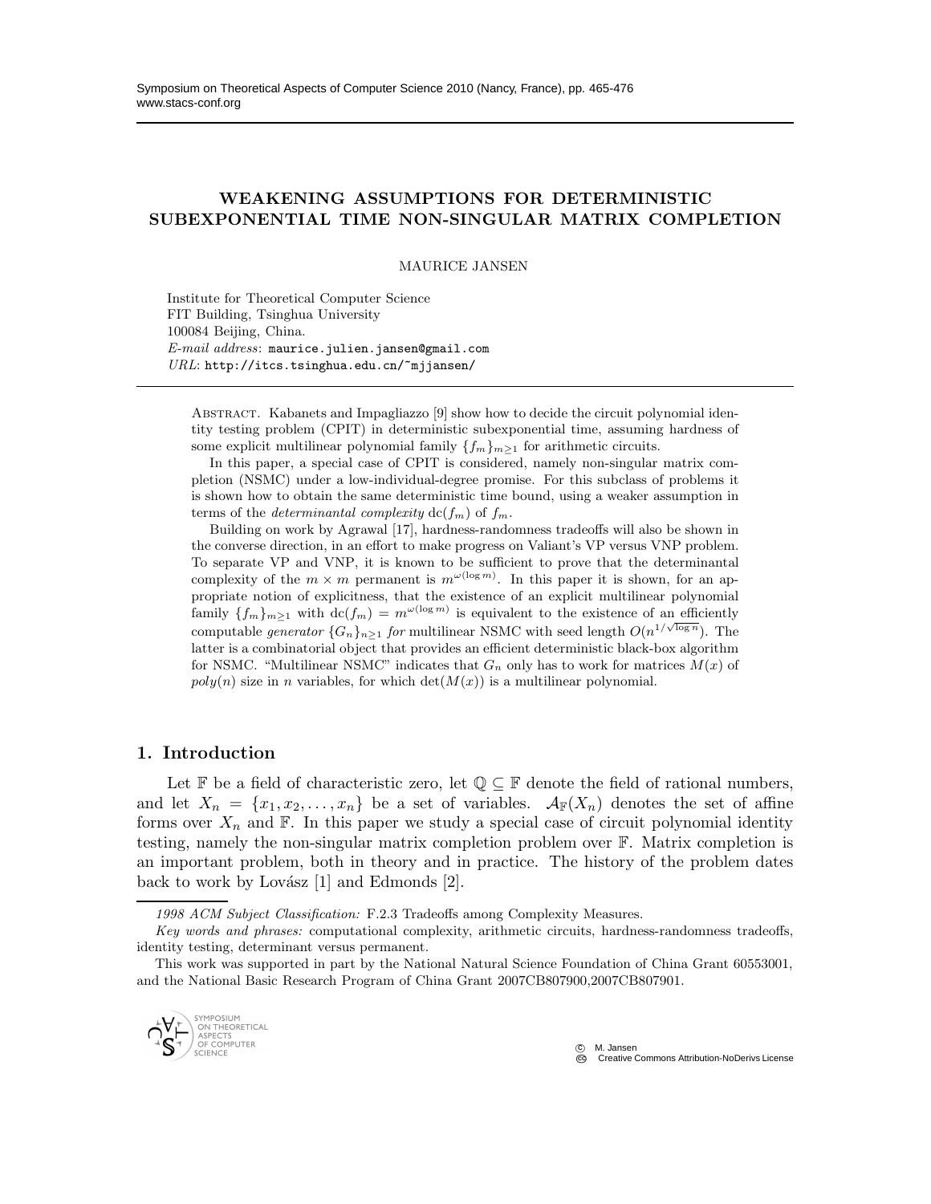# WEAKENING ASSUMPTIONS FOR DETERMINISTIC SUBEXPONENTIAL TIME NON-SINGULAR MATRIX COMPLETION

MAURICE JANSEN

Institute for Theoretical Computer Science
FIT Building, Tsinghua University
100084 Beijing, China.
*E-mail address*: maurice.julien.jansen@gmail.com
*URL*: http://itcs.tsinghua.edu.cn/~mjjansen/

Abstract. Kabanets and Impagliazzo [9] show how to decide the circuit polynomial identity testing problem (CPIT) in deterministic subexponential time, assuming hardness of some explicit multilinear polynomial family $\{f_m\}_{m\geq 1}$ for arithmetic circuits.

In this paper, a special case of CPIT is considered, namely non-singular matrix completion (NSMC) under a low-individual-degree promise. For this subclass of problems it is shown how to obtain the same deterministic time bound, using a weaker assumption in terms of the *determinantal complexity* $\mathrm{dc}(f_m)$ of $f_m$.

Building on work by Agrawal [17], hardness-randomness tradeoffs will also be shown in the converse direction, in an effort to make progress on Valiant's VP versus VNP problem. To separate VP and VNP, it is known to be sufficient to prove that the determinantal complexity of the $m \times m$ permanent is $m^{\omega(\log m)}$. In this paper it is shown, for an appropriate notion of explicitness, that the existence of an explicit multilinear polynomial family $\{f_m\}_{m\geq 1}$ with $\mathrm{dc}(f_m) = m^{\omega(\log m)}$ is equivalent to the existence of an efficiently computable *generator* $\{G_n\}_{n\geq 1}$ *for* multilinear NSMC with seed length $O(n^{1/\sqrt{\log n}})$. The latter is a combinatorial object that provides an efficient deterministic black-box algorithm for NSMC. "Multilinear NSMC" indicates that $G_n$ only has to work for matrices $M(x)$ of $poly(n)$ size in $n$ variables, for which $\det(M(x))$ is a multilinear polynomial.

## 1. Introduction

Let $\mathbb{F}$ be a field of characteristic zero, let $\mathbb{Q} \subseteq \mathbb{F}$ denote the field of rational numbers, and let $X_n = \{x_1, x_2, \ldots, x_n\}$ be a set of variables. $\mathcal{A}_{\mathbb{F}}(X_n)$ denotes the set of affine forms over $X_n$ and $\mathbb{F}$. In this paper we study a special case of circuit polynomial identity testing, namely the non-singular matrix completion problem over $\mathbb{F}$. Matrix completion is an important problem, both in theory and in practice. The history of the problem dates back to work by Lovász [1] and Edmonds [2].

*1998 ACM Subject Classification:* F.2.3 Tradeoffs among Complexity Measures.

*Key words and phrases:* computational complexity, arithmetic circuits, hardness-randomness tradeoffs, identity testing, determinant versus permanent.

This work was supported in part by the National Natural Science Foundation of China Grant 60553001, and the National Basic Research Program of China Grant 2007CB807900,2007CB807901.

© M. Jansen
Creative Commons Attribution-NoDerivs License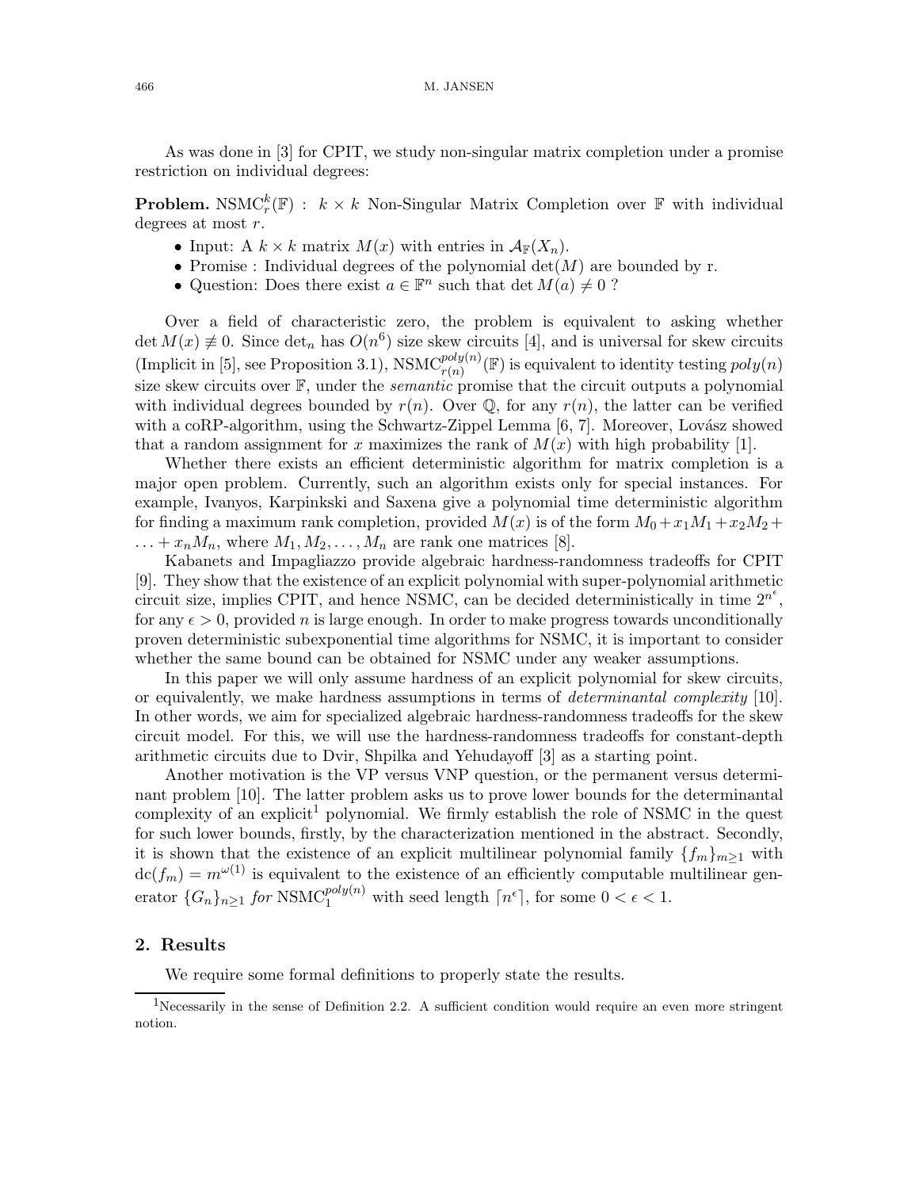As was done in [3] for CPIT, we study non-singular matrix completion under a promise restriction on individual degrees:

**Problem.** $\mathrm{NSMC}_r^k(\mathbb{F})$ : $k \times k$ Non-Singular Matrix Completion over $\mathbb{F}$ with individual degrees at most $r$.

- Input: A $k \times k$ matrix $M(x)$ with entries in $\mathcal{A}_{\mathbb{F}}(X_n)$.
- Promise : Individual degrees of the polynomial $\det(M)$ are bounded by r.
- Question: Does there exist $a \in \mathbb{F}^n$ such that $\det M(a) \neq 0$ ?

Over a field of characteristic zero, the problem is equivalent to asking whether $\det M(x) \not\equiv 0$. Since $\det_n$ has $O(n^6)$ size skew circuits [4], and is universal for skew circuits (Implicit in [5], see Proposition 3.1), $\mathrm{NSMC}_{r(n)}^{poly(n)}(\mathbb{F})$ is equivalent to identity testing $poly(n)$ size skew circuits over $\mathbb{F}$, under the *semantic* promise that the circuit outputs a polynomial with individual degrees bounded by $r(n)$. Over $\mathbb{Q}$, for any $r(n)$, the latter can be verified with a coRP-algorithm, using the Schwartz-Zippel Lemma [6, 7]. Moreover, Lovász showed that a random assignment for $x$ maximizes the rank of $M(x)$ with high probability [1].

Whether there exists an efficient deterministic algorithm for matrix completion is a major open problem. Currently, such an algorithm exists only for special instances. For example, Ivanyos, Karpinkski and Saxena give a polynomial time deterministic algorithm for finding a maximum rank completion, provided $M(x)$ is of the form $M_0 + x_1M_1 + x_2M_2 + \ldots + x_nM_n$, where $M_1, M_2, \ldots, M_n$ are rank one matrices [8].

Kabanets and Impagliazzo provide algebraic hardness-randomness tradeoffs for CPIT [9]. They show that the existence of an explicit polynomial with super-polynomial arithmetic circuit size, implies CPIT, and hence NSMC, can be decided deterministically in time $2^{n^\epsilon}$, for any $\epsilon > 0$, provided $n$ is large enough. In order to make progress towards unconditionally proven deterministic subexponential time algorithms for NSMC, it is important to consider whether the same bound can be obtained for NSMC under any weaker assumptions.

In this paper we will only assume hardness of an explicit polynomial for skew circuits, or equivalently, we make hardness assumptions in terms of *determinantal complexity* [10]. In other words, we aim for specialized algebraic hardness-randomness tradeoffs for the skew circuit model. For this, we will use the hardness-randomness tradeoffs for constant-depth arithmetic circuits due to Dvir, Shpilka and Yehudayoff [3] as a starting point.

Another motivation is the VP versus VNP question, or the permanent versus determinant problem [10]. The latter problem asks us to prove lower bounds for the determinantal complexity of an explicit[1] polynomial. We firmly establish the role of NSMC in the quest for such lower bounds, firstly, by the characterization mentioned in the abstract. Secondly, it is shown that the existence of an explicit multilinear polynomial family $\{f_m\}_{m\geq 1}$ with $\mathrm{dc}(f_m) = m^{\omega(1)}$ is equivalent to the existence of an efficiently computable multilinear generator $\{G_n\}_{n\geq 1}$ *for* $\mathrm{NSMC}_1^{poly(n)}$ with seed length $\lceil n^\epsilon \rceil$, for some $0 < \epsilon < 1$.

## 2. Results

We require some formal definitions to properly state the results.

[1]Necessarily in the sense of Definition 2.2. A sufficient condition would require an even more stringent notion.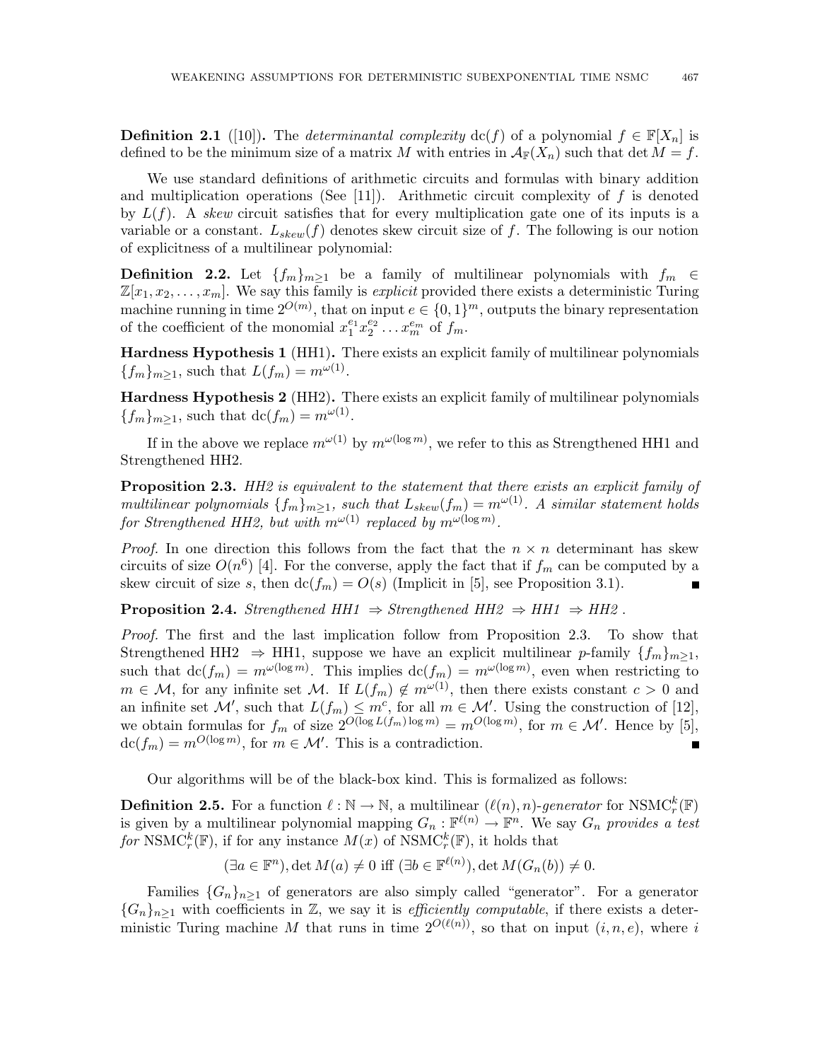**Definition 2.1** ([10])**.** The *determinantal complexity* $\mathrm{dc}(f)$ of a polynomial $f \in \mathbb{F}[X_n]$ is defined to be the minimum size of a matrix $M$ with entries in $\mathcal{A}_{\mathbb{F}}(X_n)$ such that $\det M = f$.

We use standard definitions of arithmetic circuits and formulas with binary addition and multiplication operations (See [11]). Arithmetic circuit complexity of $f$ is denoted by $L(f)$. A *skew* circuit satisfies that for every multiplication gate one of its inputs is a variable or a constant. $L_{skew}(f)$ denotes skew circuit size of $f$. The following is our notion of explicitness of a multilinear polynomial:

**Definition 2.2.** Let $\{f_m\}_{m\geq 1}$ be a family of multilinear polynomials with $f_m \in \mathbb{Z}[x_1, x_2, \ldots, x_m]$. We say this family is *explicit* provided there exists a deterministic Turing machine running in time $2^{O(m)}$, that on input $e \in \{0,1\}^m$, outputs the binary representation of the coefficient of the monomial $x_1^{e_1} x_2^{e_2} \ldots x_m^{e_m}$ of $f_m$.

**Hardness Hypothesis 1** (HH1)**.** There exists an explicit family of multilinear polynomials $\{f_m\}_{m\geq 1}$, such that $L(f_m) = m^{\omega(1)}$.

**Hardness Hypothesis 2** (HH2)**.** There exists an explicit family of multilinear polynomials $\{f_m\}_{m\geq 1}$, such that $\mathrm{dc}(f_m) = m^{\omega(1)}$.

If in the above we replace $m^{\omega(1)}$ by $m^{\omega(\log m)}$, we refer to this as Strengthened HH1 and Strengthened HH2.

**Proposition 2.3.** *HH2 is equivalent to the statement that there exists an explicit family of multilinear polynomials $\{f_m\}_{m\geq 1}$, such that $L_{skew}(f_m) = m^{\omega(1)}$. A similar statement holds for Strengthened HH2, but with $m^{\omega(1)}$ replaced by $m^{\omega(\log m)}$.*

*Proof.* In one direction this follows from the fact that the $n \times n$ determinant has skew circuits of size $O(n^6)$ [4]. For the converse, apply the fact that if $f_m$ can be computed by a skew circuit of size $s$, then $\mathrm{dc}(f_m) = O(s)$ (Implicit in [5], see Proposition 3.1). ∎

**Proposition 2.4.** *Strengthened HH1 $\Rightarrow$ Strengthened HH2 $\Rightarrow$ HH1 $\Rightarrow$ HH2 .*

*Proof.* The first and the last implication follow from Proposition 2.3. To show that Strengthened HH2 $\Rightarrow$ HH1, suppose we have an explicit multilinear $p$-family $\{f_m\}_{m\geq 1}$, such that $\mathrm{dc}(f_m) = m^{\omega(\log m)}$. This implies $\mathrm{dc}(f_m) = m^{\omega(\log m)}$, even when restricting to $m \in \mathcal{M}$, for any infinite set $\mathcal{M}$. If $L(f_m) \notin m^{\omega(1)}$, then there exists constant $c > 0$ and an infinite set $\mathcal{M}'$, such that $L(f_m) \leq m^c$, for all $m \in \mathcal{M}'$. Using the construction of [12], we obtain formulas for $f_m$ of size $2^{O(\log L(f_m) \log m)} = m^{O(\log m)}$, for $m \in \mathcal{M}'$. Hence by [5], $\mathrm{dc}(f_m) = m^{O(\log m)}$, for $m \in \mathcal{M}'$. This is a contradiction. ∎

Our algorithms will be of the black-box kind. This is formalized as follows:

**Definition 2.5.** For a function $\ell : \mathbb{N} \to \mathbb{N}$, a multilinear $(\ell(n), n)$*-generator* for $\mathrm{NSMC}_r^k(\mathbb{F})$ is given by a multilinear polynomial mapping $G_n : \mathbb{F}^{\ell(n)} \to \mathbb{F}^n$. We say $G_n$ *provides a test for* $\mathrm{NSMC}_r^k(\mathbb{F})$, if for any instance $M(x)$ of $\mathrm{NSMC}_r^k(\mathbb{F})$, it holds that

$$(\exists a \in \mathbb{F}^n), \det M(a) \neq 0 \text{ iff } (\exists b \in \mathbb{F}^{\ell(n)}), \det M(G_n(b)) \neq 0.$$

Families $\{G_n\}_{n\geq 1}$ of generators are also simply called "generator". For a generator $\{G_n\}_{n\geq 1}$ with coefficients in $\mathbb{Z}$, we say it is *efficiently computable*, if there exists a deterministic Turing machine $M$ that runs in time $2^{O(\ell(n))}$, so that on input $(i, n, e)$, where $i$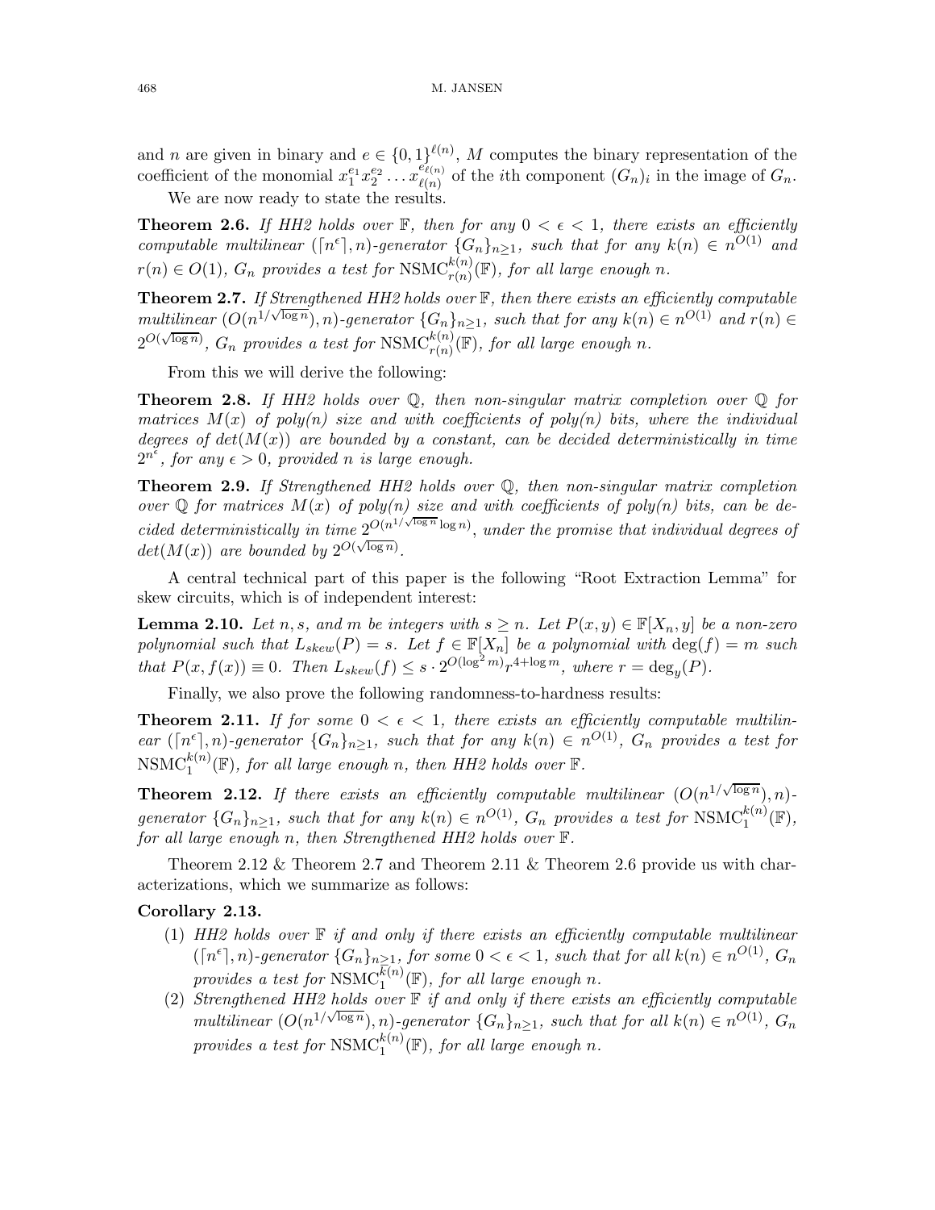and $n$ are given in binary and $e \in \{0,1\}^{\ell(n)}$, $M$ computes the binary representation of the coefficient of the monomial $x_1^{e_1} x_2^{e_2} \ldots x_{\ell(n)}^{e_{\ell(n)}}$ of the $i$th component $(G_n)_i$ in the image of $G_n$.

We are now ready to state the results.

**Theorem 2.6.** *If HH2 holds over $\mathbb{F}$, then for any $0 < \epsilon < 1$, there exists an efficiently computable multilinear $(\lceil n^\epsilon \rceil, n)$-generator $\{G_n\}_{n \geq 1}$, such that for any $k(n) \in n^{O(1)}$ and $r(n) \in O(1)$, $G_n$ provides a test for $\mathrm{NSMC}_{r(n)}^{k(n)}(\mathbb{F})$, for all large enough $n$.*

**Theorem 2.7.** *If Strengthened HH2 holds over $\mathbb{F}$, then there exists an efficiently computable multilinear $(O(n^{1/\sqrt{\log n}}), n)$-generator $\{G_n\}_{n \geq 1}$, such that for any $k(n) \in n^{O(1)}$ and $r(n) \in 2^{O(\sqrt{\log n})}$, $G_n$ provides a test for $\mathrm{NSMC}_{r(n)}^{k(n)}(\mathbb{F})$, for all large enough $n$.*

From this we will derive the following:

**Theorem 2.8.** *If HH2 holds over $\mathbb{Q}$, then non-singular matrix completion over $\mathbb{Q}$ for matrices $M(x)$ of poly(n) size and with coefficients of poly(n) bits, where the individual degrees of $\det(M(x))$ are bounded by a constant, can be decided deterministically in time $2^{n^\epsilon}$, for any $\epsilon > 0$, provided $n$ is large enough.*

**Theorem 2.9.** *If Strengthened HH2 holds over $\mathbb{Q}$, then non-singular matrix completion over $\mathbb{Q}$ for matrices $M(x)$ of poly(n) size and with coefficients of poly(n) bits, can be decided deterministically in time $2^{O(n^{1/\sqrt{\log n}} \log n)}$, under the promise that individual degrees of $\det(M(x))$ are bounded by $2^{O(\sqrt{\log n})}$.*

A central technical part of this paper is the following "Root Extraction Lemma" for skew circuits, which is of independent interest:

**Lemma 2.10.** *Let $n, s$, and $m$ be integers with $s \geq n$. Let $P(x,y) \in \mathbb{F}[X_n, y]$ be a non-zero polynomial such that $L_{skew}(P) = s$. Let $f \in \mathbb{F}[X_n]$ be a polynomial with $\deg(f) = m$ such that $P(x, f(x)) \equiv 0$. Then $L_{skew}(f) \leq s \cdot 2^{O(\log^2 m)} r^{4+\log m}$, where $r = \deg_y(P)$.*

Finally, we also prove the following randomness-to-hardness results:

**Theorem 2.11.** *If for some $0 < \epsilon < 1$, there exists an efficiently computable multilinear $(\lceil n^\epsilon \rceil, n)$-generator $\{G_n\}_{n \geq 1}$, such that for any $k(n) \in n^{O(1)}$, $G_n$ provides a test for $\mathrm{NSMC}_1^{k(n)}(\mathbb{F})$, for all large enough $n$, then HH2 holds over $\mathbb{F}$.*

**Theorem 2.12.** *If there exists an efficiently computable multilinear $(O(n^{1/\sqrt{\log n}}), n)$-generator $\{G_n\}_{n \geq 1}$, such that for any $k(n) \in n^{O(1)}$, $G_n$ provides a test for $\mathrm{NSMC}_1^{k(n)}(\mathbb{F})$, for all large enough $n$, then Strengthened HH2 holds over $\mathbb{F}$.*

Theorem 2.12 & Theorem 2.7 and Theorem 2.11 & Theorem 2.6 provide us with characterizations, which we summarize as follows:

**Corollary 2.13.**

1. *HH2 holds over $\mathbb{F}$ if and only if there exists an efficiently computable multilinear $(\lceil n^\epsilon \rceil, n)$-generator $\{G_n\}_{n \geq 1}$, for some $0 < \epsilon < 1$, such that for all $k(n) \in n^{O(1)}$, $G_n$ provides a test for $\mathrm{NSMC}_1^{k(n)}(\mathbb{F})$, for all large enough $n$.*
2. *Strengthened HH2 holds over $\mathbb{F}$ if and only if there exists an efficiently computable multilinear $(O(n^{1/\sqrt{\log n}}), n)$-generator $\{G_n\}_{n \geq 1}$, such that for all $k(n) \in n^{O(1)}$, $G_n$ provides a test for $\mathrm{NSMC}_1^{k(n)}(\mathbb{F})$, for all large enough $n$.*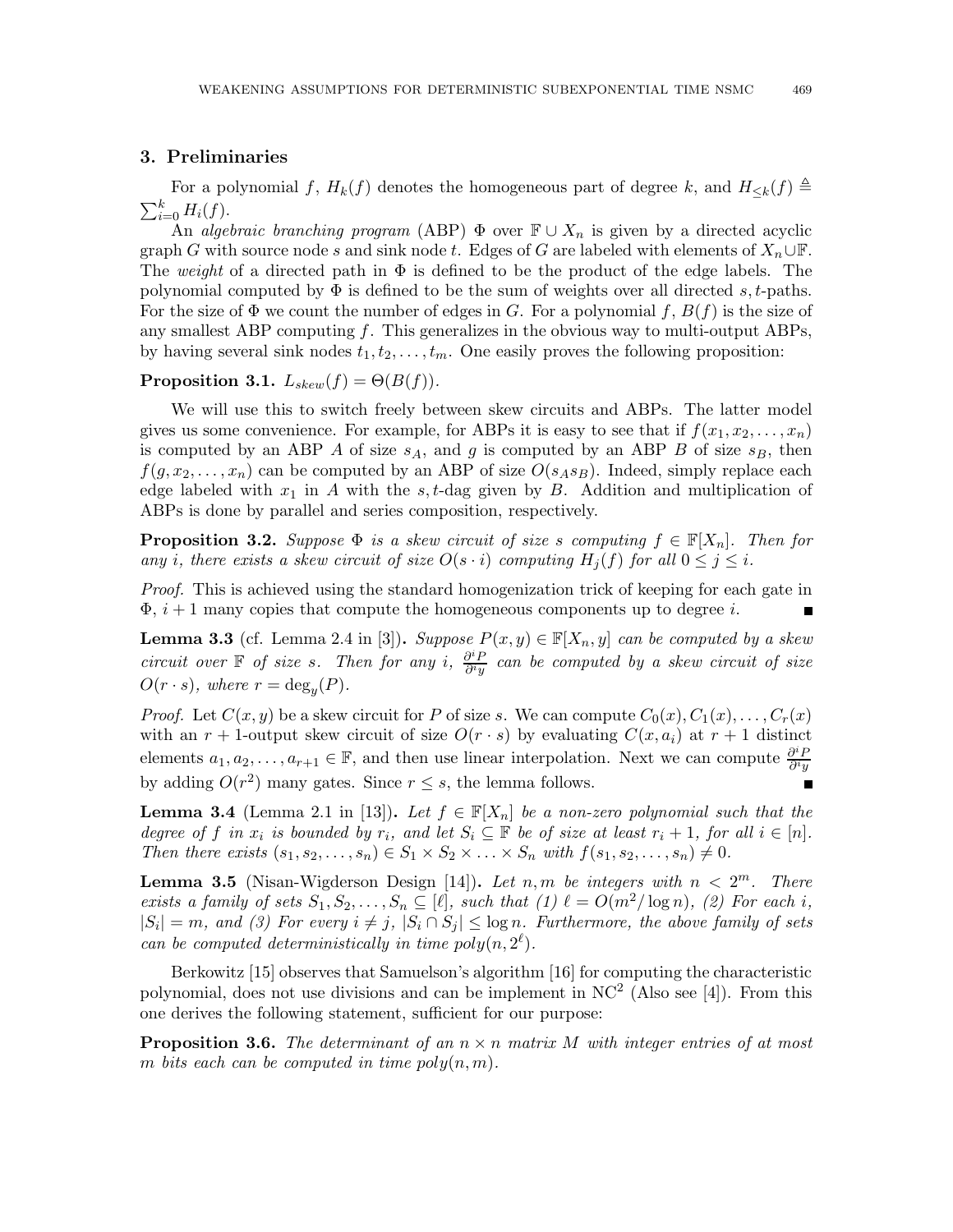## 3. Preliminaries

For a polynomial $f$, $H_k(f)$ denotes the homogeneous part of degree $k$, and $H_{\leq k}(f) \triangleq \sum_{i=0}^{k} H_i(f)$.

An *algebraic branching program* (ABP) $\Phi$ over $\mathbb{F} \cup X_n$ is given by a directed acyclic graph $G$ with source node $s$ and sink node $t$. Edges of $G$ are labeled with elements of $X_n \cup \mathbb{F}$. The *weight* of a directed path in $\Phi$ is defined to be the product of the edge labels. The polynomial computed by $\Phi$ is defined to be the sum of weights over all directed $s,t$-paths. For the size of $\Phi$ we count the number of edges in $G$. For a polynomial $f$, $B(f)$ is the size of any smallest ABP computing $f$. This generalizes in the obvious way to multi-output ABPs, by having several sink nodes $t_1, t_2, \ldots, t_m$. One easily proves the following proposition:

**Proposition 3.1.** $L_{skew}(f) = \Theta(B(f))$.

We will use this to switch freely between skew circuits and ABPs. The latter model gives us some convenience. For example, for ABPs it is easy to see that if $f(x_1, x_2, \ldots, x_n)$ is computed by an ABP $A$ of size $s_A$, and $g$ is computed by an ABP $B$ of size $s_B$, then $f(g, x_2, \ldots, x_n)$ can be computed by an ABP of size $O(s_A s_B)$. Indeed, simply replace each edge labeled with $x_1$ in $A$ with the $s,t$-dag given by $B$. Addition and multiplication of ABPs is done by parallel and series composition, respectively.

**Proposition 3.2.** *Suppose $\Phi$ is a skew circuit of size $s$ computing $f \in \mathbb{F}[X_n]$. Then for any $i$, there exists a skew circuit of size $O(s \cdot i)$ computing $H_j(f)$ for all $0 \leq j \leq i$.*

*Proof.* This is achieved using the standard homogenization trick of keeping for each gate in $\Phi$, $i+1$ many copies that compute the homogeneous components up to degree $i$. ∎

**Lemma 3.3** (cf. Lemma 2.4 in [3]). *Suppose $P(x, y) \in \mathbb{F}[X_n, y]$ can be computed by a skew circuit over $\mathbb{F}$ of size $s$. Then for any $i$, $\frac{\partial^i P}{\partial^i y}$ can be computed by a skew circuit of size $O(r \cdot s)$, where $r = \deg_y(P)$.*

*Proof.* Let $C(x, y)$ be a skew circuit for $P$ of size $s$. We can compute $C_0(x), C_1(x), \ldots, C_r(x)$ with an $r+1$-output skew circuit of size $O(r \cdot s)$ by evaluating $C(x, a_i)$ at $r+1$ distinct elements $a_1, a_2, \ldots, a_{r+1} \in \mathbb{F}$, and then use linear interpolation. Next we can compute $\frac{\partial^i P}{\partial^i y}$ by adding $O(r^2)$ many gates. Since $r \leq s$, the lemma follows. ∎

**Lemma 3.4** (Lemma 2.1 in [13]). *Let $f \in \mathbb{F}[X_n]$ be a non-zero polynomial such that the degree of $f$ in $x_i$ is bounded by $r_i$, and let $S_i \subseteq \mathbb{F}$ be of size at least $r_i + 1$, for all $i \in [n]$. Then there exists $(s_1, s_2, \ldots, s_n) \in S_1 \times S_2 \times \ldots \times S_n$ with $f(s_1, s_2, \ldots, s_n) \neq 0$.*

**Lemma 3.5** (Nisan-Wigderson Design [14]). *Let $n, m$ be integers with $n < 2^m$. There exists a family of sets $S_1, S_2, \ldots, S_n \subseteq [\ell]$, such that (1) $\ell = O(m^2/\log n)$, (2) For each $i$, $|S_i| = m$, and (3) For every $i \neq j$, $|S_i \cap S_j| \leq \log n$. Furthermore, the above family of sets can be computed deterministically in time $poly(n, 2^\ell)$.*

Berkowitz [15] observes that Samuelson's algorithm [16] for computing the characteristic polynomial, does not use divisions and can be implement in $\mathrm{NC}^2$ (Also see [4]). From this one derives the following statement, sufficient for our purpose:

**Proposition 3.6.** *The determinant of an $n \times n$ matrix $M$ with integer entries of at most $m$ bits each can be computed in time $poly(n, m)$.*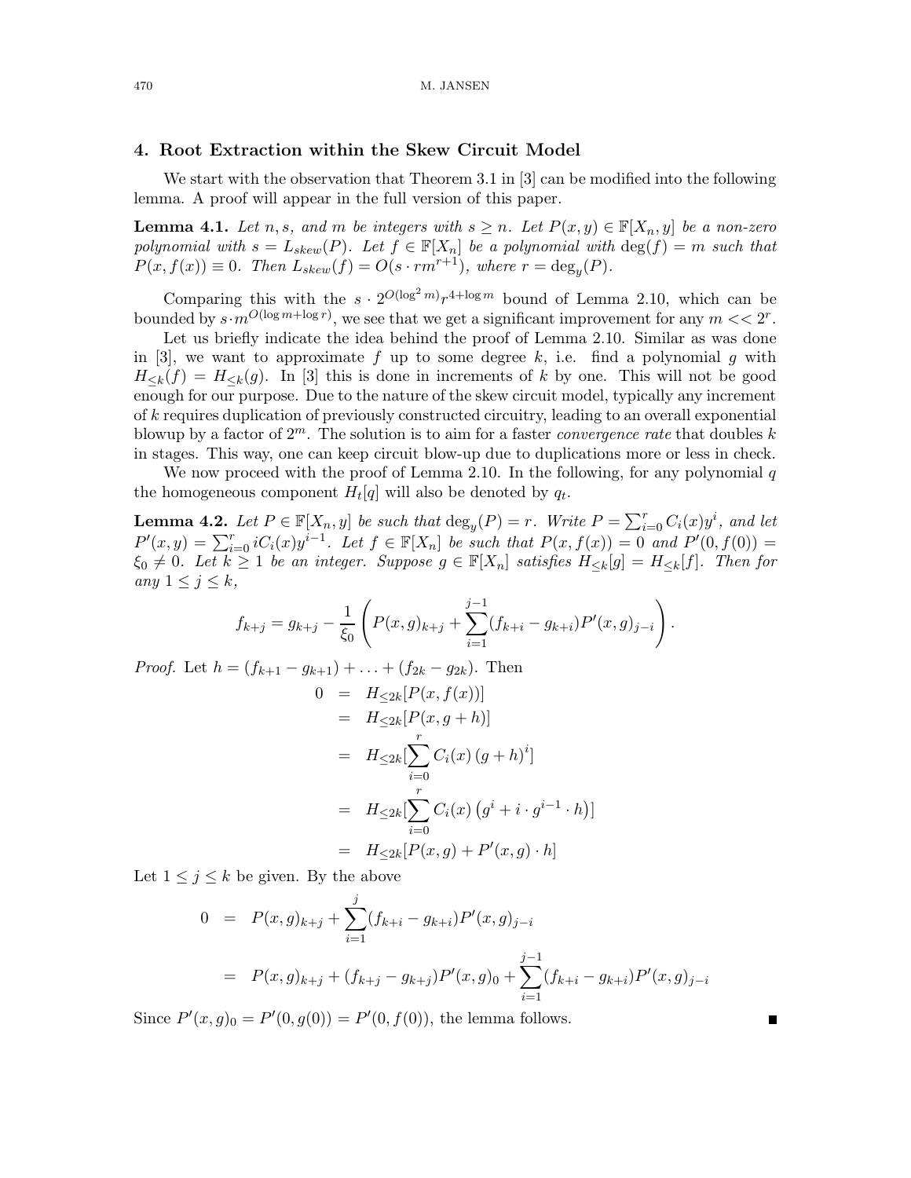## 4. Root Extraction within the Skew Circuit Model

We start with the observation that Theorem 3.1 in [3] can be modified into the following lemma. A proof will appear in the full version of this paper.

**Lemma 4.1.** *Let $n, s,$ and $m$ be integers with $s \geq n$. Let $P(x, y) \in \mathbb{F}[X_n, y]$ be a non-zero polynomial with $s = L_{skew}(P)$. Let $f \in \mathbb{F}[X_n]$ be a polynomial with $\deg(f) = m$ such that $P(x, f(x)) \equiv 0$. Then $L_{skew}(f) = O(s \cdot rm^{r+1})$, where $r = \deg_y(P)$.*

Comparing this with the $s \cdot 2^{O(\log^2 m)} r^{4+\log m}$ bound of Lemma 2.10, which can be bounded by $s \cdot m^{O(\log m + \log r)}$, we see that we get a significant improvement for any $m << 2^r$.

Let us briefly indicate the idea behind the proof of Lemma 2.10. Similar as was done in [3], we want to approximate $f$ up to some degree $k$, i.e. find a polynomial $g$ with $H_{\leq k}(f) = H_{\leq k}(g)$. In [3] this is done in increments of $k$ by one. This will not be good enough for our purpose. Due to the nature of the skew circuit model, typically any increment of $k$ requires duplication of previously constructed circuitry, leading to an overall exponential blowup by a factor of $2^m$. The solution is to aim for a faster *convergence rate* that doubles $k$ in stages. This way, one can keep circuit blow-up due to duplications more or less in check.

We now proceed with the proof of Lemma 2.10. In the following, for any polynomial $q$ the homogeneous component $H_t[q]$ will also be denoted by $q_t$.

**Lemma 4.2.** *Let $P \in \mathbb{F}[X_n, y]$ be such that $\deg_y(P) = r$. Write $P = \sum_{i=0}^r C_i(x) y^i$, and let $P'(x, y) = \sum_{i=0}^r iC_i(x) y^{i-1}$. Let $f \in \mathbb{F}[X_n]$ be such that $P(x, f(x)) = 0$ and $P'(0, f(0)) = \xi_0 \neq 0$. Let $k \geq 1$ be an integer. Suppose $g \in \mathbb{F}[X_n]$ satisfies $H_{\leq k}[g] = H_{\leq k}[f]$. Then for any $1 \leq j \leq k$,*

$$f_{k+j} = g_{k+j} - \frac{1}{\xi_0}\left( P(x, g)_{k+j} + \sum_{i=1}^{j-1} (f_{k+i} - g_{k+i}) P'(x, g)_{j-i} \right).$$

*Proof.* Let $h = (f_{k+1} - g_{k+1}) + \ldots + (f_{2k} - g_{2k})$. Then

$$\begin{aligned}
0 &= H_{\leq 2k}[P(x, f(x))] \\
&= H_{\leq 2k}[P(x, g + h)] \\
&= H_{\leq 2k}[\sum_{i=0}^r C_i(x) (g + h)^i] \\
&= H_{\leq 2k}[\sum_{i=0}^r C_i(x) \left(g^i + i \cdot g^{i-1} \cdot h\right)] \\
&= H_{\leq 2k}[P(x, g) + P'(x, g) \cdot h]
\end{aligned}$$

Let $1 \leq j \leq k$ be given. By the above

$$\begin{aligned}
0 &= P(x, g)_{k+j} + \sum_{i=1}^{j} (f_{k+i} - g_{k+i}) P'(x, g)_{j-i} \\
&= P(x, g)_{k+j} + (f_{k+j} - g_{k+j}) P'(x, g)_0 + \sum_{i=1}^{j-1} (f_{k+i} - g_{k+i}) P'(x, g)_{j-i}
\end{aligned}$$

Since $P'(x, g)_0 = P'(0, g(0)) = P'(0, f(0))$, the lemma follows. ∎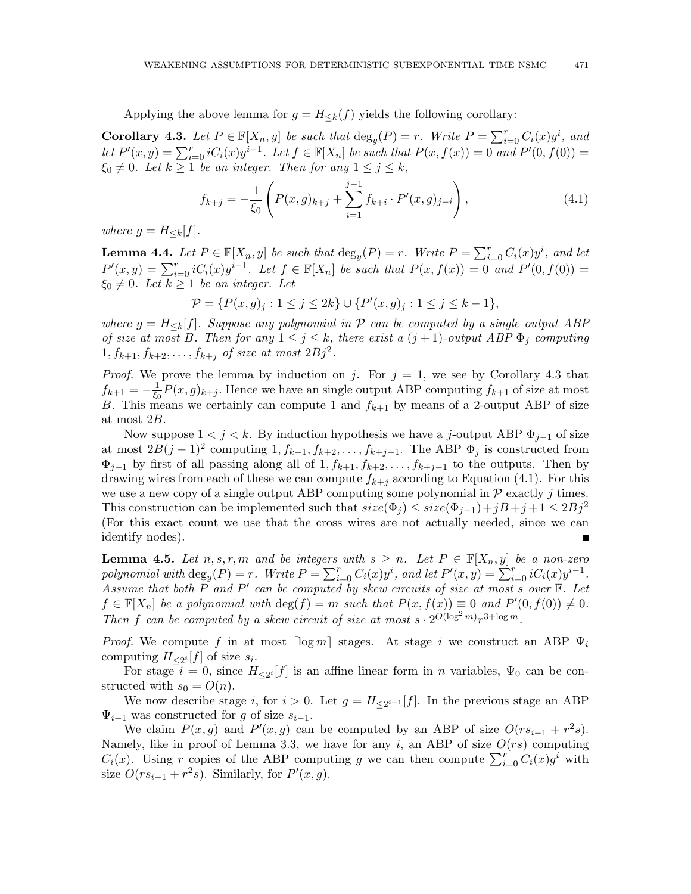Applying the above lemma for $g = H_{\leq k}(f)$ yields the following corollary:

**Corollary 4.3.** *Let $P \in \mathbb{F}[X_n, y]$ be such that $\deg_y(P) = r$. Write $P = \sum_{i=0}^{r} C_i(x)y^i$, and let $P'(x, y) = \sum_{i=0}^{r} iC_i(x)y^{i-1}$. Let $f \in \mathbb{F}[X_n]$ be such that $P(x, f(x)) = 0$ and $P'(0, f(0)) = \xi_0 \neq 0$. Let $k \geq 1$ be an integer. Then for any $1 \leq j \leq k$,*

$$f_{k+j} = -\frac{1}{\xi_0}\left(P(x, g)_{k+j} + \sum_{i=1}^{j-1} f_{k+i} \cdot P'(x, g)_{j-i}\right), \tag{4.1}$$

*where $g = H_{\leq k}[f]$.*

**Lemma 4.4.** *Let $P \in \mathbb{F}[X_n, y]$ be such that $\deg_y(P) = r$. Write $P = \sum_{i=0}^{r} C_i(x)y^i$, and let $P'(x, y) = \sum_{i=0}^{r} iC_i(x)y^{i-1}$. Let $f \in \mathbb{F}[X_n]$ be such that $P(x, f(x)) = 0$ and $P'(0, f(0)) = \xi_0 \neq 0$. Let $k \geq 1$ be an integer. Let*

$$\mathcal{P} = \{P(x, g)_j : 1 \leq j \leq 2k\} \cup \{P'(x, g)_j : 1 \leq j \leq k-1\},$$

*where $g = H_{\leq k}[f]$. Suppose any polynomial in $\mathcal{P}$ can be computed by a single output ABP of size at most $B$. Then for any $1 \leq j \leq k$, there exist a $(j+1)$-output ABP $\Phi_j$ computing $1, f_{k+1}, f_{k+2}, \ldots, f_{k+j}$ of size at most $2Bj^2$.*

*Proof.* We prove the lemma by induction on $j$. For $j = 1$, we see by Corollary 4.3 that $f_{k+1} = -\frac{1}{\xi_0}P(x, g)_{k+j}$. Hence we have an single output ABP computing $f_{k+1}$ of size at most $B$. This means we certainly can compute 1 and $f_{k+1}$ by means of a 2-output ABP of size at most $2B$.

Now suppose $1 < j < k$. By induction hypothesis we have a $j$-output ABP $\Phi_{j-1}$ of size at most $2B(j-1)^2$ computing $1, f_{k+1}, f_{k+2}, \ldots, f_{k+j-1}$. The ABP $\Phi_j$ is constructed from $\Phi_{j-1}$ by first of all passing along all of $1, f_{k+1}, f_{k+2}, \ldots, f_{k+j-1}$ to the outputs. Then by drawing wires from each of these we can compute $f_{k+j}$ according to Equation (4.1). For this we use a new copy of a single output ABP computing some polynomial in $\mathcal{P}$ exactly $j$ times. This construction can be implemented such that $size(\Phi_j) \leq size(\Phi_{j-1}) + jB + j + 1 \leq 2Bj^2$ (For this exact count we use that the cross wires are not actually needed, since we can identify nodes). ∎

**Lemma 4.5.** *Let $n, s, r, m$ and be integers with $s \geq n$. Let $P \in \mathbb{F}[X_n, y]$ be a non-zero polynomial with $\deg_y(P) = r$. Write $P = \sum_{i=0}^{r} C_i(x)y^i$, and let $P'(x, y) = \sum_{i=0}^{r} iC_i(x)y^{i-1}$. Assume that both $P$ and $P'$ can be computed by skew circuits of size at most $s$ over $\mathbb{F}$. Let $f \in \mathbb{F}[X_n]$ be a polynomial with $\deg(f) = m$ such that $P(x, f(x)) \equiv 0$ and $P'(0, f(0)) \neq 0$. Then $f$ can be computed by a skew circuit of size at most $s \cdot 2^{O(\log^2 m)} r^{3+\log m}$.*

*Proof.* We compute $f$ in at most $\lceil \log m \rceil$ stages. At stage $i$ we construct an ABP $\Psi_i$ computing $H_{\leq 2^i}[f]$ of size $s_i$.

For stage $i = 0$, since $H_{\leq 2^i}[f]$ is an affine linear form in $n$ variables, $\Psi_0$ can be constructed with $s_0 = O(n)$.

We now describe stage $i$, for $i > 0$. Let $g = H_{\leq 2^{i-1}}[f]$. In the previous stage an ABP $\Psi_{i-1}$ was constructed for $g$ of size $s_{i-1}$.

We claim $P(x, g)$ and $P'(x, g)$ can be computed by an ABP of size $O(rs_{i-1} + r^2 s)$. Namely, like in proof of Lemma 3.3, we have for any $i$, an ABP of size $O(rs)$ computing $C_i(x)$. Using $r$ copies of the ABP computing $g$ we can then compute $\sum_{i=0}^{r} C_i(x)g^i$ with size $O(rs_{i-1} + r^2 s)$. Similarly, for $P'(x, g)$.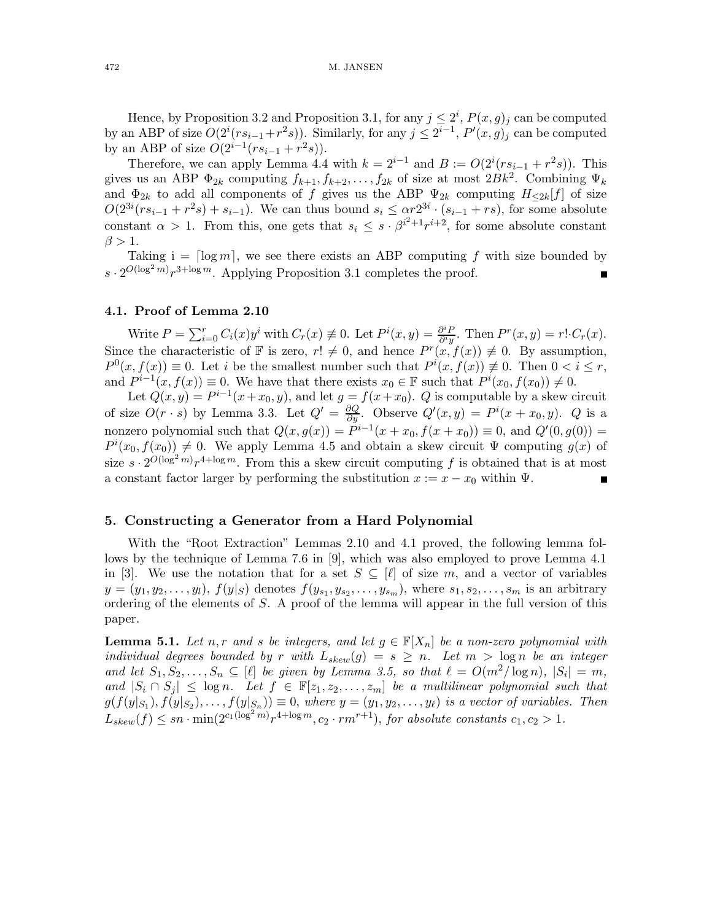Hence, by Proposition 3.2 and Proposition 3.1, for any $j \leq 2^i$, $P(x,g)_j$ can be computed by an ABP of size $O(2^i(rs_{i-1}+r^2s))$. Similarly, for any $j \leq 2^{i-1}$, $P'(x,g)_j$ can be computed by an ABP of size $O(2^{i-1}(rs_{i-1}+r^2s))$.

Therefore, we can apply Lemma 4.4 with $k = 2^{i-1}$ and $B := O(2^i(rs_{i-1}+r^2s))$. This gives us an ABP $\Phi_{2k}$ computing $f_{k+1}, f_{k+2}, \ldots, f_{2k}$ of size at most $2Bk^2$. Combining $\Psi_k$ and $\Phi_{2k}$ to add all components of $f$ gives us the ABP $\Psi_{2k}$ computing $H_{\leq 2k}[f]$ of size $O(2^{3i}(rs_{i-1}+r^2s)+s_{i-1})$. We can thus bound $s_i \leq \alpha r 2^{3i} \cdot (s_{i-1}+rs)$, for some absolute constant $\alpha > 1$. From this, one gets that $s_i \leq s \cdot \beta^{i^2+1} r^{i+2}$, for some absolute constant $\beta > 1$.

Taking $i = \lceil \log m \rceil$, we see there exists an ABP computing $f$ with size bounded by $s \cdot 2^{O(\log^2 m)} r^{3+\log m}$. Applying Proposition 3.1 completes the proof. ∎

### 4.1. Proof of Lemma 2.10

Write $P = \sum_{i=0}^{r} C_i(x)y^i$ with $C_r(x) \not\equiv 0$. Let $P^i(x,y) = \frac{\partial^i P}{\partial^i y}$. Then $P^r(x,y) = r! \cdot C_r(x)$. Since the characteristic of $\mathbb{F}$ is zero, $r! \neq 0$, and hence $P^r(x, f(x)) \not\equiv 0$. By assumption, $P^0(x, f(x)) \equiv 0$. Let $i$ be the smallest number such that $P^i(x, f(x)) \not\equiv 0$. Then $0 < i \leq r$, and $P^{i-1}(x, f(x)) \equiv 0$. We have that there exists $x_0 \in \mathbb{F}$ such that $P^i(x_0, f(x_0)) \neq 0$.

Let $Q(x,y) = P^{i-1}(x+x_0, y)$, and let $g = f(x+x_0)$. $Q$ is computable by a skew circuit of size $O(r \cdot s)$ by Lemma 3.3. Let $Q' = \frac{\partial Q}{\partial y}$. Observe $Q'(x,y) = P^i(x+x_0, y)$. $Q$ is a nonzero polynomial such that $Q(x, g(x)) = P^{i-1}(x+x_0, f(x+x_0)) \equiv 0$, and $Q'(0, g(0)) = P^i(x_0, f(x_0)) \neq 0$. We apply Lemma 4.5 and obtain a skew circuit $\Psi$ computing $g(x)$ of size $s \cdot 2^{O(\log^2 m)} r^{4+\log m}$. From this a skew circuit computing $f$ is obtained that is at most a constant factor larger by performing the substitution $x := x - x_0$ within $\Psi$. ∎

## 5. Constructing a Generator from a Hard Polynomial

With the "Root Extraction" Lemmas 2.10 and 4.1 proved, the following lemma follows by the technique of Lemma 7.6 in [9], which was also employed to prove Lemma 4.1 in [3]. We use the notation that for a set $S \subseteq [\ell]$ of size $m$, and a vector of variables $y = (y_1, y_2, \ldots, y_l)$, $f(y|_S)$ denotes $f(y_{s_1}, y_{s_2}, \ldots, y_{s_m})$, where $s_1, s_2, \ldots, s_m$ is an arbitrary ordering of the elements of $S$. A proof of the lemma will appear in the full version of this paper.

**Lemma 5.1.** *Let $n, r$ and $s$ be integers, and let $g \in \mathbb{F}[X_n]$ be a non-zero polynomial with individual degrees bounded by $r$ with $L_{skew}(g) = s \geq n$. Let $m > \log n$ be an integer and let $S_1, S_2, \ldots, S_n \subseteq [\ell]$ be given by Lemma 3.5, so that $\ell = O(m^2/\log n)$, $|S_i| = m$, and $|S_i \cap S_j| \leq \log n$. Let $f \in \mathbb{F}[z_1, z_2, \ldots, z_m]$ be a multilinear polynomial such that $g(f(y|_{S_1}), f(y|_{S_2}), \ldots, f(y|_{S_n})) \equiv 0$, where $y = (y_1, y_2, \ldots, y_\ell)$ is a vector of variables. Then $L_{skew}(f) \leq sn \cdot \min(2^{c_1(\log^2 m)} r^{4+\log m}, c_2 \cdot rm^{r+1})$, for absolute constants $c_1, c_2 > 1$.*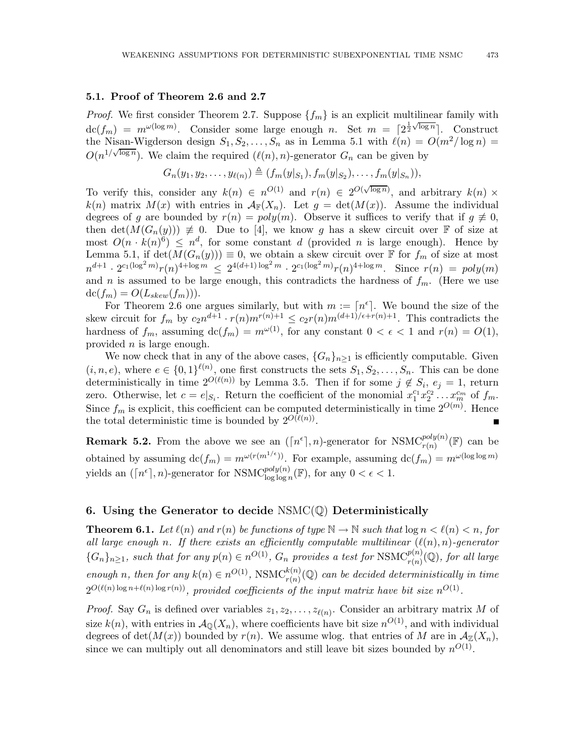### 5.1. Proof of Theorem 2.6 and 2.7

*Proof.* We first consider Theorem 2.7. Suppose $\{f_m\}$ is an explicit multilinear family with $\mathrm{dc}(f_m) = m^{\omega(\log m)}$. Consider some large enough $n$. Set $m = \lceil 2^{\frac{1}{2}\sqrt{\log n}} \rceil$. Construct the Nisan-Wigderson design $S_1, S_2, \ldots, S_n$ as in Lemma 5.1 with $\ell(n) = O(m^2/\log n) = O(n^{1/\sqrt{\log n}})$. We claim the required $(\ell(n), n)$-generator $G_n$ can be given by

$$G_n(y_1, y_2, \ldots, y_{\ell(n)}) \triangleq (f_m(y|_{S_1}), f_m(y|_{S_2}), \ldots, f_m(y|_{S_n})),$$

To verify this, consider any $k(n) \in n^{O(1)}$ and $r(n) \in 2^{O(\sqrt{\log n})}$, and arbitrary $k(n) \times k(n)$ matrix $M(x)$ with entries in $\mathcal{A}_{\mathbb{F}}(X_n)$. Let $g = \det(M(x))$. Assume the individual degrees of $g$ are bounded by $r(n) = poly(m)$. Observe it suffices to verify that if $g \not\equiv 0$, then $\det(M(G_n(y))) \not\equiv 0$. Due to [4], we know $g$ has a skew circuit over $\mathbb{F}$ of size at most $O(n \cdot k(n)^6) \leq n^d$, for some constant $d$ (provided $n$ is large enough). Hence by Lemma 5.1, if $\det(M(G_n(y))) \equiv 0$, we obtain a skew circuit over $\mathbb{F}$ for $f_m$ of size at most $n^{d+1} \cdot 2^{c_1(\log^2 m)} r(n)^{4+\log m} \leq 2^{4(d+1)\log^2 m} \cdot 2^{c_1(\log^2 m)} r(n)^{4+\log m}$. Since $r(n) = poly(m)$ and $n$ is assumed to be large enough, this contradicts the hardness of $f_m$. (Here we use $\mathrm{dc}(f_m) = O(L_{skew}(f_m))$).

For Theorem 2.6 one argues similarly, but with $m := \lceil n^\epsilon \rceil$. We bound the size of the skew circuit for $f_m$ by $c_2 n^{d+1} \cdot r(n) m^{r(n)+1} \leq c_2 r(n) m^{(d+1)/\epsilon + r(n)+1}$. This contradicts the hardness of $f_m$, assuming $\mathrm{dc}(f_m) = m^{\omega(1)}$, for any constant $0 < \epsilon < 1$ and $r(n) = O(1)$, provided $n$ is large enough.

We now check that in any of the above cases, $\{G_n\}_{n \geq 1}$ is efficiently computable. Given $(i, n, e)$, where $e \in \{0,1\}^{\ell(n)}$, one first constructs the sets $S_1, S_2, \ldots, S_n$. This can be done deterministically in time $2^{O(\ell(n))}$ by Lemma 3.5. Then if for some $j \notin S_i$, $e_j = 1$, return zero. Otherwise, let $c = e|_{S_i}$. Return the coefficient of the monomial $x_1^{c_1} x_2^{c_2} \ldots x_m^{c_m}$ of $f_m$. Since $f_m$ is explicit, this coefficient can be computed deterministically in time $2^{O(m)}$. Hence the total deterministic time is bounded by $2^{O(\ell(n))}$. ∎

**Remark 5.2.** From the above we see an $(\lceil n^\epsilon \rceil, n)$-generator for $\mathrm{NSMC}_{r(n)}^{poly(n)}(\mathbb{F})$ can be obtained by assuming $\mathrm{dc}(f_m) = m^{\omega(r(m^{1/\epsilon}))}$. For example, assuming $\mathrm{dc}(f_m) = m^{\omega(\log \log m)}$ yields an $(\lceil n^\epsilon \rceil, n)$-generator for $\mathrm{NSMC}_{\log \log n}^{poly(n)}(\mathbb{F})$, for any $0 < \epsilon < 1$.

## 6. Using the Generator to decide NSMC($\mathbb{Q}$) Deterministically

**Theorem 6.1.** *Let $\ell(n)$ and $r(n)$ be functions of type $\mathbb{N} \to \mathbb{N}$ such that $\log n < \ell(n) < n$, for all large enough $n$. If there exists an efficiently computable multilinear $(\ell(n), n)$-generator $\{G_n\}_{n \geq 1}$, such that for any $p(n) \in n^{O(1)}$, $G_n$ provides a test for $\mathrm{NSMC}_{r(n)}^{p(n)}(\mathbb{Q})$, for all large enough $n$, then for any $k(n) \in n^{O(1)}$, $\mathrm{NSMC}_{r(n)}^{k(n)}(\mathbb{Q})$ can be decided deterministically in time $2^{O(\ell(n)\log n + \ell(n)\log r(n))}$, provided coefficients of the input matrix have bit size $n^{O(1)}$.*

*Proof.* Say $G_n$ is defined over variables $z_1, z_2, \ldots, z_{\ell(n)}$. Consider an arbitrary matrix $M$ of size $k(n)$, with entries in $\mathcal{A}_{\mathbb{Q}}(X_n)$, where coefficients have bit size $n^{O(1)}$, and with individual degrees of $\det(M(x))$ bounded by $r(n)$. We assume wlog. that entries of $M$ are in $\mathcal{A}_{\mathbb{Z}}(X_n)$, since we can multiply out all denominators and still leave bit sizes bounded by $n^{O(1)}$.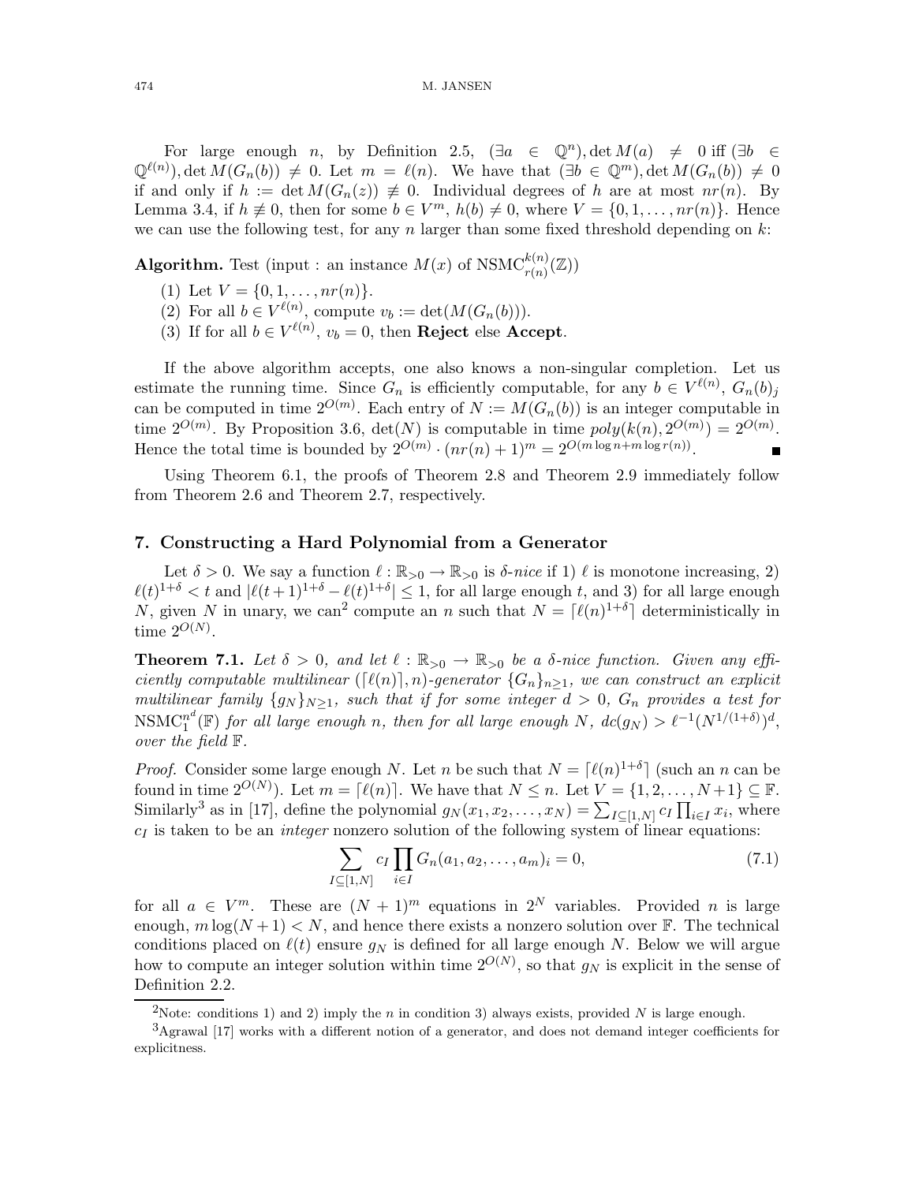For large enough $n$, by Definition 2.5, $(\exists a \in \mathbb{Q}^n), \det M(a) \neq 0$ iff $(\exists b \in \mathbb{Q}^{\ell(n)}), \det M(G_n(b)) \neq 0$. Let $m = \ell(n)$. We have that $(\exists b \in \mathbb{Q}^m), \det M(G_n(b)) \neq 0$ if and only if $h := \det M(G_n(z)) \not\equiv 0$. Individual degrees of $h$ are at most $nr(n)$. By Lemma 3.4, if $h \not\equiv 0$, then for some $b \in V^m$, $h(b) \neq 0$, where $V = \{0, 1, \ldots, nr(n)\}$. Hence we can use the following test, for any $n$ larger than some fixed threshold depending on $k$:

**Algorithm.** Test (input : an instance $M(x)$ of $\mathrm{NSMC}^{k(n)}_{r(n)}(\mathbb{Z})$)

(1) Let $V = \{0, 1, \ldots, nr(n)\}$.
(2) For all $b \in V^{\ell(n)}$, compute $v_b := \det(M(G_n(b)))$.
(3) If for all $b \in V^{\ell(n)}$, $v_b = 0$, then **Reject** else **Accept**.

If the above algorithm accepts, one also knows a non-singular completion. Let us estimate the running time. Since $G_n$ is efficiently computable, for any $b \in V^{\ell(n)}$, $G_n(b)_j$ can be computed in time $2^{O(m)}$. Each entry of $N := M(G_n(b))$ is an integer computable in time $2^{O(m)}$. By Proposition 3.6, $\det(N)$ is computable in time $poly(k(n), 2^{O(m)}) = 2^{O(m)}$. Hence the total time is bounded by $2^{O(m)} \cdot (nr(n) + 1)^m = 2^{O(m \log n + m \log r(n))}$. ∎

Using Theorem 6.1, the proofs of Theorem 2.8 and Theorem 2.9 immediately follow from Theorem 2.6 and Theorem 2.7, respectively.

## 7. Constructing a Hard Polynomial from a Generator

Let $\delta > 0$. We say a function $\ell : \mathbb{R}_{>0} \to \mathbb{R}_{>0}$ is *$\delta$-nice* if 1) $\ell$ is monotone increasing, 2) $\ell(t)^{1+\delta} < t$ and $|\ell(t+1)^{1+\delta} - \ell(t)^{1+\delta}| \leq 1$, for all large enough $t$, and 3) for all large enough $N$, given $N$ in unary, we can[2] compute an $n$ such that $N = \lceil \ell(n)^{1+\delta} \rceil$ deterministically in time $2^{O(N)}$.

**Theorem 7.1.** *Let $\delta > 0$, and let $\ell : \mathbb{R}_{>0} \to \mathbb{R}_{>0}$ be a $\delta$-nice function. Given any efficiently computable multilinear $(\lceil \ell(n) \rceil, n)$-generator $\{G_n\}_{n \geq 1}$, we can construct an explicit multilinear family $\{g_N\}_{N \geq 1}$, such that if for some integer $d > 0$, $G_n$ provides a test for $\mathrm{NSMC}^{n^d}_1(\mathbb{F})$ for all large enough $n$, then for all large enough $N$, $dc(g_N) > \ell^{-1}(N^{1/(1+\delta)})^d$, over the field $\mathbb{F}$.*

*Proof.* Consider some large enough $N$. Let $n$ be such that $N = \lceil \ell(n)^{1+\delta} \rceil$ (such an $n$ can be found in time $2^{O(N)}$). Let $m = \lceil \ell(n) \rceil$. We have that $N \leq n$. Let $V = \{1, 2, \ldots, N+1\} \subseteq \mathbb{F}$. Similarly[3] as in [17], define the polynomial $g_N(x_1, x_2, \ldots, x_N) = \sum_{I \subseteq [1,N]} c_I \prod_{i \in I} x_i$, where $c_I$ is taken to be an *integer* nonzero solution of the following system of linear equations:

$$\sum_{I \subseteq [1,N]} c_I \prod_{i \in I} G_n(a_1, a_2, \ldots, a_m)_i = 0, \tag{7.1}$$

for all $a \in V^m$. These are $(N+1)^m$ equations in $2^N$ variables. Provided $n$ is large enough, $m \log(N+1) < N$, and hence there exists a nonzero solution over $\mathbb{F}$. The technical conditions placed on $\ell(t)$ ensure $g_N$ is defined for all large enough $N$. Below we will argue how to compute an integer solution within time $2^{O(N)}$, so that $g_N$ is explicit in the sense of Definition 2.2.

---

[2] Note: conditions 1) and 2) imply the $n$ in condition 3) always exists, provided $N$ is large enough.

[3] Agrawal [17] works with a different notion of a generator, and does not demand integer coefficients for explicitness.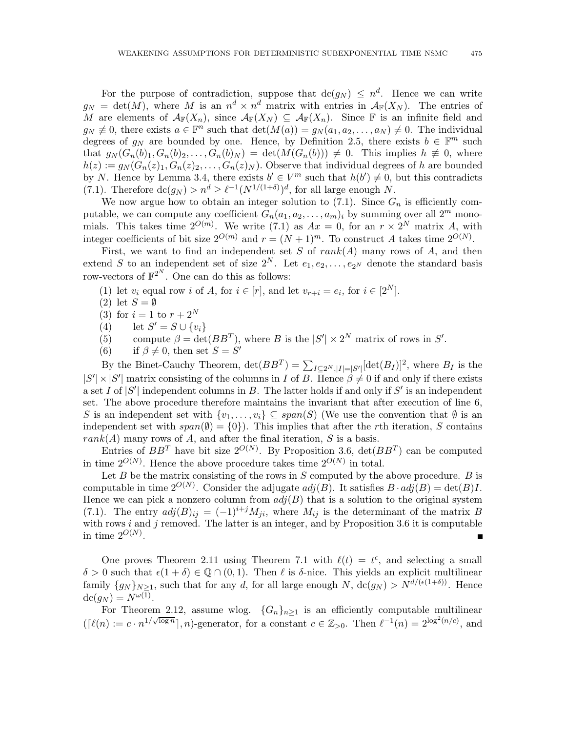For the purpose of contradiction, suppose that $\text{dc}(g_N) \leq n^d$. Hence we can write $g_N = \det(M)$, where $M$ is an $n^d \times n^d$ matrix with entries in $\mathcal{A}_{\mathbb{F}}(X_n)$. The entries of $M$ are elements of $\mathcal{A}_{\mathbb{F}}(X_n)$, since $\mathcal{A}_{\mathbb{F}}(X_N) \subseteq \mathcal{A}_{\mathbb{F}}(X_n)$. Since $\mathbb{F}$ is an infinite field and $g_N \not\equiv 0$, there exists $a \in \mathbb{F}^n$ such that $\det(M(a)) = g_N(a_1, a_2, \ldots, a_N) \neq 0$. The individual degrees of $g_N$ are bounded by one. Hence, by Definition 2.5, there exists $b \in \mathbb{F}^m$ such that $g_N(G_n(b)_1, G_n(b)_2, \ldots, G_n(b)_N) = \det(M(G_n(b))) \neq 0$. This implies $h \not\equiv 0$, where $h(z) := g_N(G_n(z)_1, G_n(z)_2, \ldots, G_n(z)_N)$. Observe that individual degrees of $h$ are bounded by $N$. Hence by Lemma 3.4, there exists $b' \in V^m$ such that $h(b') \neq 0$, but this contradicts (7.1). Therefore $\text{dc}(g_N) > n^d \geq \ell^{-1}(N^{1/(1+\delta)})^d$, for all large enough $N$.

We now argue how to obtain an integer solution to (7.1). Since $G_n$ is efficiently computable, we can compute any coefficient $G_n(a_1, a_2, \ldots, a_m)_i$ by summing over all $2^m$ monomials. This takes time $2^{O(m)}$. We write (7.1) as $Ax = 0$, for an $r \times 2^N$ matrix $A$, with integer coefficients of bit size $2^{O(m)}$ and $r = (N+1)^m$. To construct $A$ takes time $2^{O(N)}$.

First, we want to find an independent set $S$ of $rank(A)$ many rows of $A$, and then extend $S$ to an independent set of size $2^N$. Let $e_1, e_2, \ldots, e_{2^N}$ denote the standard basis row-vectors of $\mathbb{F}^{2^N}$. One can do this as follows:

(1) let $v_i$ equal row $i$ of $A$, for $i \in [r]$, and let $v_{r+i} = e_i$, for $i \in [2^N]$.
(2) let $S = \emptyset$
(3) for $i = 1$ to $r + 2^N$
(4) let $S' = S \cup \{v_i\}$
(5) compute $\beta = \det(BB^T)$, where $B$ is the $|S'| \times 2^N$ matrix of rows in $S'$.
(6) if $\beta \neq 0$, then set $S = S'$

By the Binet-Cauchy Theorem, $\det(BB^T) = \sum_{I \subseteq 2^N, |I| = |S'|} [\det(B_I)]^2$, where $B_I$ is the $|S'| \times |S'|$ matrix consisting of the columns in $I$ of $B$. Hence $\beta \neq 0$ if and only if there exists a set $I$ of $|S'|$ independent columns in $B$. The latter holds if and only if $S'$ is an independent set. The above procedure therefore maintains the invariant that after execution of line 6, $S$ is an independent set with $\{v_1, \ldots, v_i\} \subseteq span(S)$ (We use the convention that $\emptyset$ is an independent set with $span(\emptyset) = \{0\}$). This implies that after the $r$th iteration, $S$ contains $rank(A)$ many rows of $A$, and after the final iteration, $S$ is a basis.

Entries of $BB^T$ have bit size $2^{O(N)}$. By Proposition 3.6, $\det(BB^T)$ can be computed in time $2^{O(N)}$. Hence the above procedure takes time $2^{O(N)}$ in total.

Let $B$ be the matrix consisting of the rows in $S$ computed by the above procedure. $B$ is computable in time $2^{O(N)}$. Consider the adjugate $adj(B)$. It satisfies $B \cdot adj(B) = \det(B)I$. Hence we can pick a nonzero column from $adj(B)$ that is a solution to the original system (7.1). The entry $adj(B)_{ij} = (-1)^{i+j} M_{ji}$, where $M_{ij}$ is the determinant of the matrix $B$ with rows $i$ and $j$ removed. The latter is an integer, and by Proposition 3.6 it is computable in time $2^{O(N)}$. ∎

One proves Theorem 2.11 using Theorem 7.1 with $\ell(t) = t^\epsilon$, and selecting a small $\delta > 0$ such that $\epsilon(1+\delta) \in \mathbb{Q} \cap (0,1)$. Then $\ell$ is $\delta$-nice. This yields an explicit multilinear family $\{g_N\}_{N \geq 1}$, such that for any $d$, for all large enough $N$, $\text{dc}(g_N) > N^{d/(\epsilon(1+\delta))}$. Hence $\text{dc}(g_N) = N^{\omega(1)}$.

For Theorem 2.12, assume wlog. $\{G_n\}_{n \geq 1}$ is an efficiently computable multilinear $(\lceil \ell(n) := c \cdot n^{1/\sqrt{\log n}} \rceil, n)$-generator, for a constant $c \in \mathbb{Z}_{>0}$. Then $\ell^{-1}(n) = 2^{\log^2(n/c)}$, and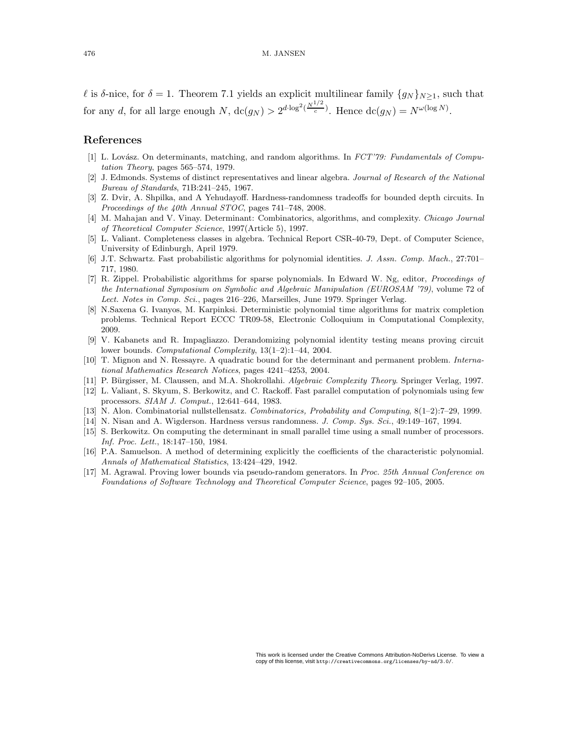$\ell$ is $\delta$-nice, for $\delta = 1$. Theorem 7.1 yields an explicit multilinear family $\{g_N\}_{N \geq 1}$, such that for any $d$, for all large enough $N$, $\mathrm{dc}(g_N) > 2^{d \cdot \log^2(\frac{N^{1/2}}{c})}$. Hence $\mathrm{dc}(g_N) = N^{\omega(\log N)}$.

## References

[1] L. Lovász. On determinants, matching, and random algorithms. In *FCT'79: Fundamentals of Computation Theory*, pages 565–574, 1979.

[2] J. Edmonds. Systems of distinct representatives and linear algebra. *Journal of Research of the National Bureau of Standards*, 71B:241–245, 1967.

[3] Z. Dvir, A. Shpilka, and A Yehudayoff. Hardness-randomness tradeoffs for bounded depth circuits. In *Proceedings of the 40th Annual STOC*, pages 741–748, 2008.

[4] M. Mahajan and V. Vinay. Determinant: Combinatorics, algorithms, and complexity. *Chicago Journal of Theoretical Computer Science*, 1997(Article 5), 1997.

[5] L. Valiant. Completeness classes in algebra. Technical Report CSR-40-79, Dept. of Computer Science, University of Edinburgh, April 1979.

[6] J.T. Schwartz. Fast probabilistic algorithms for polynomial identities. *J. Assn. Comp. Mach.*, 27:701–717, 1980.

[7] R. Zippel. Probabilistic algorithms for sparse polynomials. In Edward W. Ng, editor, *Proceedings of the International Symposium on Symbolic and Algebraic Manipulation (EUROSAM '79)*, volume 72 of *Lect. Notes in Comp. Sci.*, pages 216–226, Marseilles, June 1979. Springer Verlag.

[8] N.Saxena G. Ivanyos, M. Karpinksi. Deterministic polynomial time algorithms for matrix completion problems. Technical Report ECCC TR09-58, Electronic Colloquium in Computational Complexity, 2009.

[9] V. Kabanets and R. Impagliazzo. Derandomizing polynomial identity testing means proving circuit lower bounds. *Computational Complexity*, 13(1–2):1–44, 2004.

[10] T. Mignon and N. Ressayre. A quadratic bound for the determinant and permanent problem. *International Mathematics Research Notices*, pages 4241–4253, 2004.

[11] P. Bürgisser, M. Claussen, and M.A. Shokrollahi. *Algebraic Complexity Theory*. Springer Verlag, 1997.

[12] L. Valiant, S. Skyum, S. Berkowitz, and C. Rackoff. Fast parallel computation of polynomials using few processors. *SIAM J. Comput.*, 12:641–644, 1983.

[13] N. Alon. Combinatorial nullstellensatz. *Combinatorics, Probability and Computing*, 8(1–2):7–29, 1999.

[14] N. Nisan and A. Wigderson. Hardness versus randomness. *J. Comp. Sys. Sci.*, 49:149–167, 1994.

[15] S. Berkowitz. On computing the determinant in small parallel time using a small number of processors. *Inf. Proc. Lett.*, 18:147–150, 1984.

[16] P.A. Samuelson. A method of determining explicitly the coefficients of the characteristic polynomial. *Annals of Mathematical Statistics*, 13:424–429, 1942.

[17] M. Agrawal. Proving lower bounds via pseudo-random generators. In *Proc. 25th Annual Conference on Foundations of Software Technology and Theoretical Computer Science*, pages 92–105, 2005.

This work is licensed under the Creative Commons Attribution-NoDerivs License. To view a copy of this license, visit http://creativecommons.org/licenses/by-nd/3.0/.